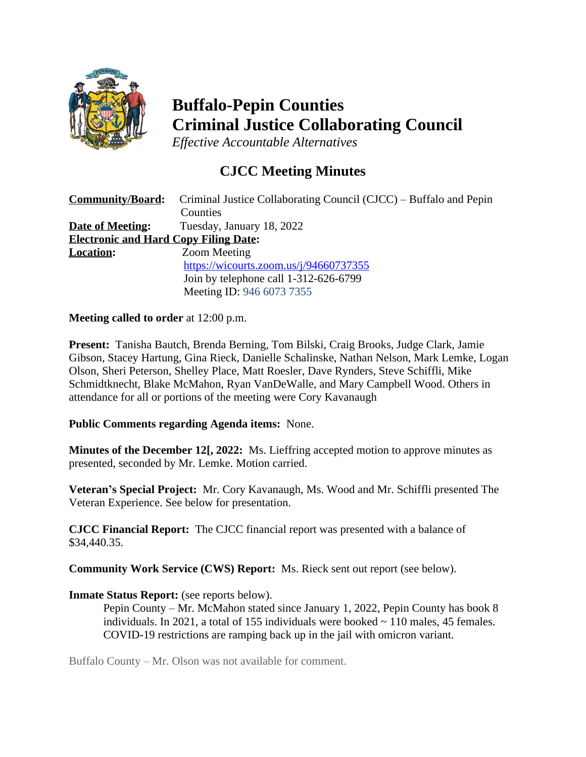# Buffalo-Pepin Counties
# Criminal Justice Collaborating Council

*Effective Accountable Alternatives*

## CJCC Meeting Minutes

**Community/Board:** Criminal Justice Collaborating Council (CJCC) – Buffalo and Pepin Counties
**Date of Meeting:** Tuesday, January 18, 2022
**Electronic and Hard Copy Filing Date:**
**Location:** Zoom Meeting
https://wicourts.zoom.us/j/94660737355
Join by telephone call 1-312-626-6799
Meeting ID: 946 6073 7355

**Meeting called to order** at 12:00 p.m.

**Present:** Tanisha Bautch, Brenda Berning, Tom Bilski, Craig Brooks, Judge Clark, Jamie Gibson, Stacey Hartung, Gina Rieck, Danielle Schalinske, Nathan Nelson, Mark Lemke, Logan Olson, Sheri Peterson, Shelley Place, Matt Roesler, Dave Rynders, Steve Schiffli, Mike Schmidtknecht, Blake McMahon, Ryan VanDeWalle, and Mary Campbell Wood. Others in attendance for all or portions of the meeting were Cory Kavanaugh

**Public Comments regarding Agenda items:** None.

**Minutes of the December 12[, 2022:** Ms. Lieffring accepted motion to approve minutes as presented, seconded by Mr. Lemke. Motion carried.

**Veteran's Special Project:** Mr. Cory Kavanaugh, Ms. Wood and Mr. Schiffli presented The Veteran Experience. See below for presentation.

**CJCC Financial Report:** The CJCC financial report was presented with a balance of $34,440.35.

**Community Work Service (CWS) Report:** Ms. Rieck sent out report (see below).

**Inmate Status Report:** (see reports below).

Pepin County – Mr. McMahon stated since January 1, 2022, Pepin County has book 8 individuals. In 2021, a total of 155 individuals were booked ~ 110 males, 45 females. COVID-19 restrictions are ramping back up in the jail with omicron variant.

Buffalo County – Mr. Olson was not available for comment.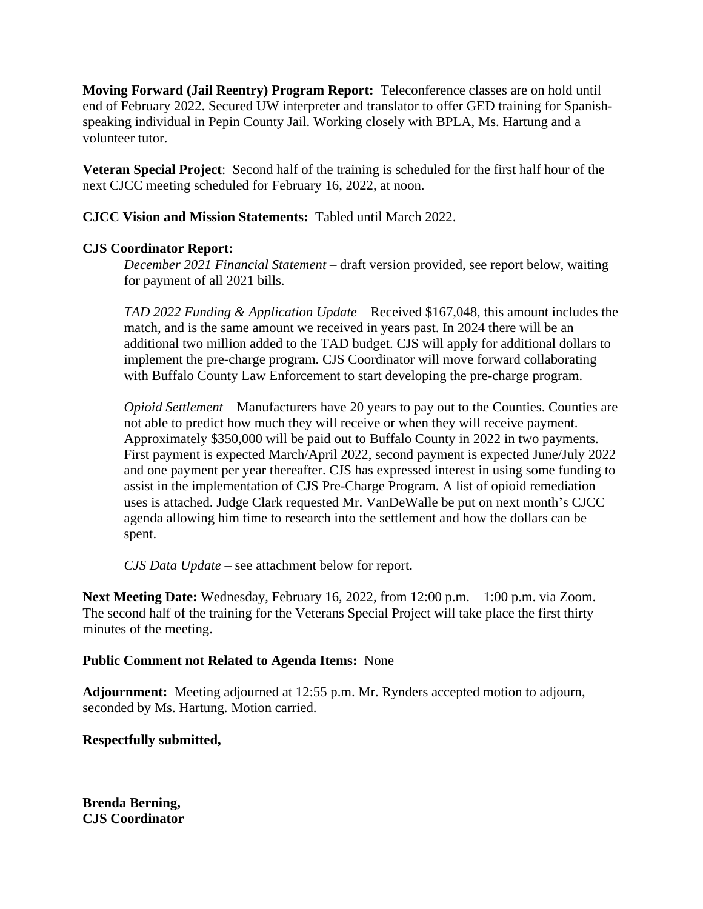**Moving Forward (Jail Reentry) Program Report:** Teleconference classes are on hold until end of February 2022. Secured UW interpreter and translator to offer GED training for Spanish-speaking individual in Pepin County Jail. Working closely with BPLA, Ms. Hartung and a volunteer tutor.

**Veteran Special Project**: Second half of the training is scheduled for the first half hour of the next CJCC meeting scheduled for February 16, 2022, at noon.

**CJCC Vision and Mission Statements:** Tabled until March 2022.

**CJS Coordinator Report:**

*December 2021 Financial Statement* – draft version provided, see report below, waiting for payment of all 2021 bills.

*TAD 2022 Funding & Application Update* – Received $167,048, this amount includes the match, and is the same amount we received in years past. In 2024 there will be an additional two million added to the TAD budget. CJS will apply for additional dollars to implement the pre-charge program. CJS Coordinator will move forward collaborating with Buffalo County Law Enforcement to start developing the pre-charge program.

*Opioid Settlement* – Manufacturers have 20 years to pay out to the Counties. Counties are not able to predict how much they will receive or when they will receive payment. Approximately $350,000 will be paid out to Buffalo County in 2022 in two payments. First payment is expected March/April 2022, second payment is expected June/July 2022 and one payment per year thereafter. CJS has expressed interest in using some funding to assist in the implementation of CJS Pre-Charge Program. A list of opioid remediation uses is attached. Judge Clark requested Mr. VanDeWalle be put on next month's CJCC agenda allowing him time to research into the settlement and how the dollars can be spent.

*CJS Data Update* – see attachment below for report.

**Next Meeting Date:** Wednesday, February 16, 2022, from 12:00 p.m. – 1:00 p.m. via Zoom. The second half of the training for the Veterans Special Project will take place the first thirty minutes of the meeting.

**Public Comment not Related to Agenda Items:** None

**Adjournment:** Meeting adjourned at 12:55 p.m. Mr. Rynders accepted motion to adjourn, seconded by Ms. Hartung. Motion carried.

**Respectfully submitted,**

**Brenda Berning,**
**CJS Coordinator**